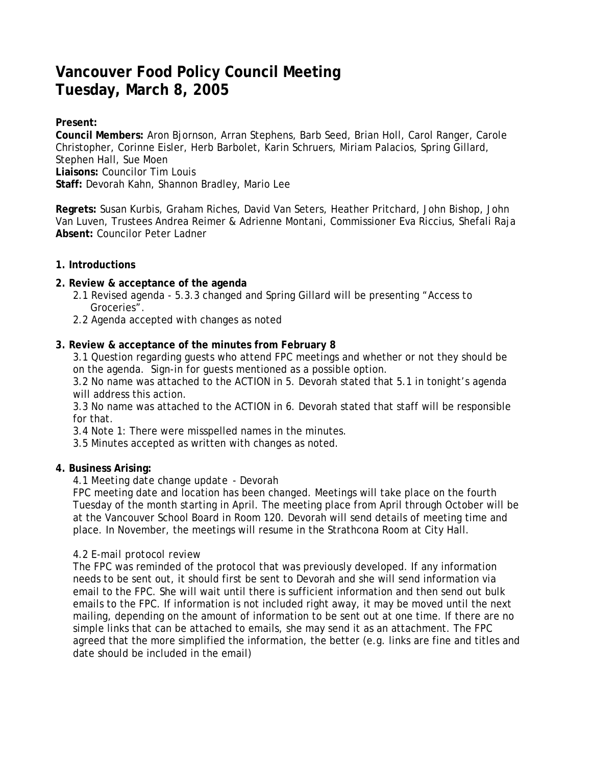# Vancouver Food Policy Council Meeting
# Tuesday, March 8, 2005

**Present:**
**Council Members:** Aron Bjornson, Arran Stephens, Barb Seed, Brian Holl, Carol Ranger, Carole Christopher, Corinne Eisler, Herb Barbolet, Karin Schruers, Miriam Palacios, Spring Gillard, Stephen Hall, Sue Moen
**Liaisons:** Councilor Tim Louis
**Staff:** Devorah Kahn, Shannon Bradley, Mario Lee

**Regrets:** Susan Kurbis, Graham Riches, David Van Seters, Heather Pritchard, John Bishop, John Van Luven, Trustees Andrea Reimer & Adrienne Montani, Commissioner Eva Riccius, Shefali Raja
**Absent:** Councilor Peter Ladner

**1. Introductions**

**2. Review & acceptance of the agenda**

2.1 Revised agenda - 5.3.3 changed and Spring Gillard will be presenting "Access to Groceries".
2.2 Agenda accepted with changes as noted

**3. Review & acceptance of the minutes from February 8**

3.1 Question regarding guests who attend FPC meetings and whether or not they should be on the agenda. Sign-in for guests mentioned as a possible option.
3.2 No name was attached to the ACTION in 5. Devorah stated that 5.1 in tonight's agenda will address this action.
3.3 No name was attached to the ACTION in 6. Devorah stated that staff will be responsible for that.
3.4 Note 1: There were misspelled names in the minutes.
3.5 Minutes accepted as written with changes as noted.

**4. Business Arising:**

4.1 Meeting date change update - Devorah
FPC meeting date and location has been changed. Meetings will take place on the fourth Tuesday of the month starting in April. The meeting place from April through October will be at the Vancouver School Board in Room 120. Devorah will send details of meeting time and place. In November, the meetings will resume in the Strathcona Room at City Hall.

4.2 E-mail protocol review
The FPC was reminded of the protocol that was previously developed. If any information needs to be sent out, it should first be sent to Devorah and she will send information via email to the FPC. She will wait until there is sufficient information and then send out bulk emails to the FPC. If information is not included right away, it may be moved until the next mailing, depending on the amount of information to be sent out at one time. If there are no simple links that can be attached to emails, she may send it as an attachment. The FPC agreed that the more simplified the information, the better (e.g. links are fine and titles and date should be included in the email)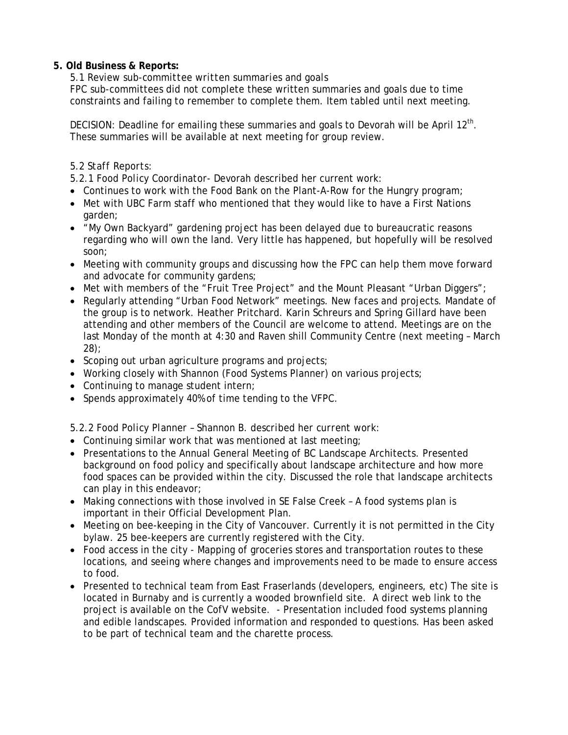**5. Old Business & Reports:**

5.1 Review sub-committee written summaries and goals

FPC sub-committees did not complete these written summaries and goals due to time constraints and failing to remember to complete them. Item tabled until next meeting.

DECISION: Deadline for emailing these summaries and goals to Devorah will be April 12th. These summaries will be available at next meeting for group review.

5.2 Staff Reports:

5.2.1 Food Policy Coordinator- Devorah described her current work:

- Continues to work with the Food Bank on the Plant-A-Row for the Hungry program;
- Met with UBC Farm staff who mentioned that they would like to have a First Nations garden;
- "My Own Backyard" gardening project has been delayed due to bureaucratic reasons regarding who will own the land. Very little has happened, but hopefully will be resolved soon;
- Meeting with community groups and discussing how the FPC can help them move forward and advocate for community gardens;
- Met with members of the "Fruit Tree Project" and the Mount Pleasant "Urban Diggers";
- Regularly attending "Urban Food Network" meetings. New faces and projects. Mandate of the group is to network. Heather Pritchard. Karin Schreurs and Spring Gillard have been attending and other members of the Council are welcome to attend. Meetings are on the last Monday of the month at 4:30 and Raven shill Community Centre (next meeting – March 28);
- Scoping out urban agriculture programs and projects;
- Working closely with Shannon (Food Systems Planner) on various projects;
- Continuing to manage student intern;
- Spends approximately 40% of time tending to the VFPC.

5.2.2 Food Policy Planner – Shannon B. described her current work:

- Continuing similar work that was mentioned at last meeting;
- Presentations to the Annual General Meeting of BC Landscape Architects. Presented background on food policy and specifically about landscape architecture and how more food spaces can be provided within the city. Discussed the role that landscape architects can play in this endeavor;
- Making connections with those involved in SE False Creek – A food systems plan is important in their Official Development Plan.
- Meeting on bee-keeping in the City of Vancouver. Currently it is not permitted in the City bylaw. 25 bee-keepers are currently registered with the City.
- Food access in the city - Mapping of groceries stores and transportation routes to these locations, and seeing where changes and improvements need to be made to ensure access to food.
- Presented to technical team from East Fraserlands (developers, engineers, etc) The site is located in Burnaby and is currently a wooded brownfield site. A direct web link to the project is available on the CofV website. - Presentation included food systems planning and edible landscapes. Provided information and responded to questions. Has been asked to be part of technical team and the charette process.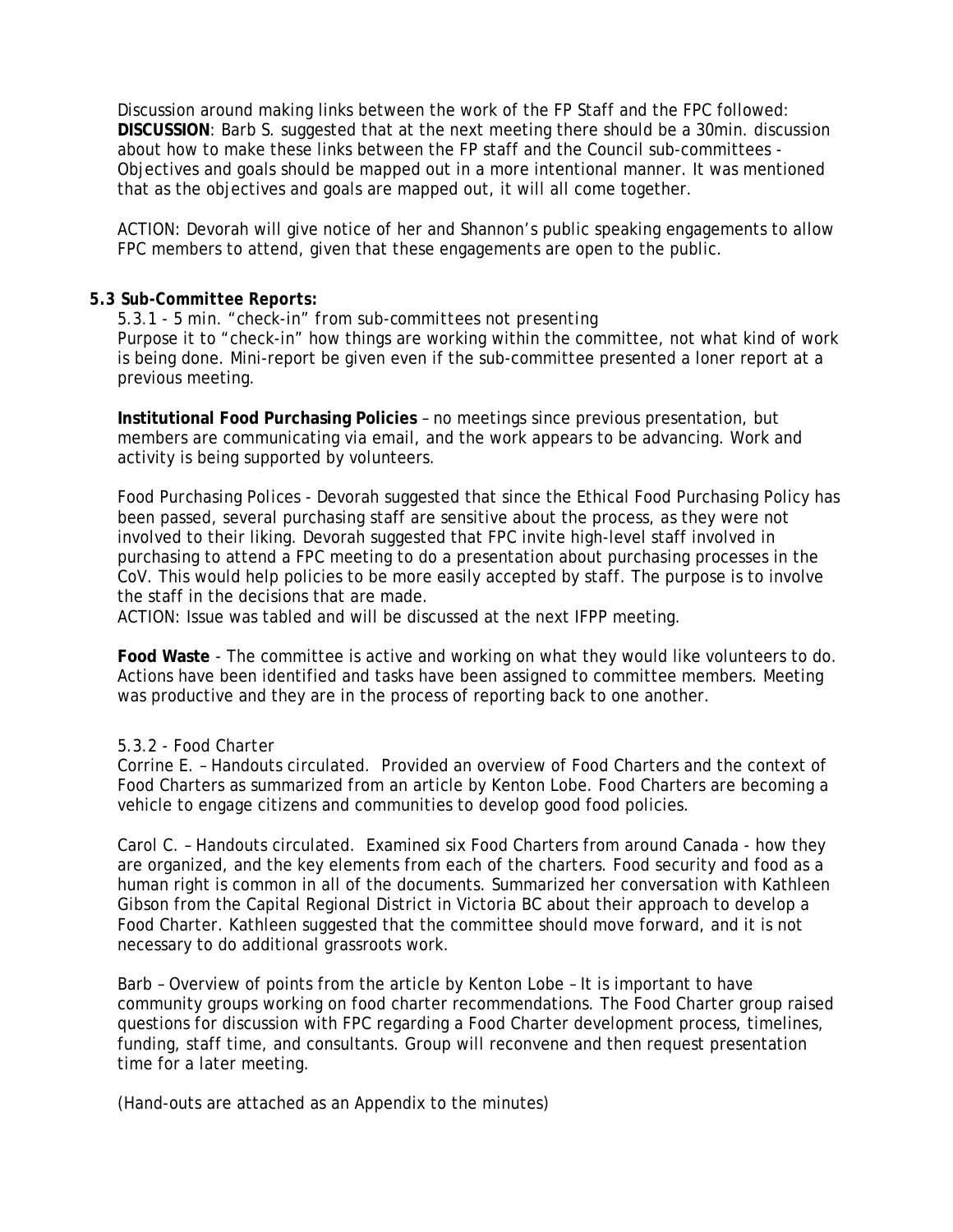Discussion around making links between the work of the FP Staff and the FPC followed:
**DISCUSSION**: Barb S. suggested that at the next meeting there should be a 30min. discussion about how to make these links between the FP staff and the Council sub-committees - Objectives and goals should be mapped out in a more intentional manner. It was mentioned that as the objectives and goals are mapped out, it will all come together.

ACTION: Devorah will give notice of her and Shannon's public speaking engagements to allow FPC members to attend, given that these engagements are open to the public.

**5.3 Sub-Committee Reports:**

5.3.1 - 5 min. "check-in" from sub-committees not presenting
Purpose it to "check-in" how things are working within the committee, not what kind of work is being done. Mini-report be given even if the sub-committee presented a loner report at a previous meeting.

**Institutional Food Purchasing Policies** – no meetings since previous presentation, but members are communicating via email, and the work appears to be advancing. Work and activity is being supported by volunteers.

Food Purchasing Polices - Devorah suggested that since the Ethical Food Purchasing Policy has been passed, several purchasing staff are sensitive about the process, as they were not involved to their liking. Devorah suggested that FPC invite high-level staff involved in purchasing to attend a FPC meeting to do a presentation about purchasing processes in the CoV. This would help policies to be more easily accepted by staff. The purpose is to involve the staff in the decisions that are made.
ACTION: Issue was tabled and will be discussed at the next IFPP meeting.

**Food Waste** - The committee is active and working on what they would like volunteers to do. Actions have been identified and tasks have been assigned to committee members. Meeting was productive and they are in the process of reporting back to one another.

5.3.2 - Food Charter
Corrine E. – Handouts circulated. Provided an overview of Food Charters and the context of Food Charters as summarized from an article by Kenton Lobe. Food Charters are becoming a vehicle to engage citizens and communities to develop good food policies.

Carol C. – Handouts circulated. Examined six Food Charters from around Canada - how they are organized, and the key elements from each of the charters. Food security and food as a human right is common in all of the documents. Summarized her conversation with Kathleen Gibson from the Capital Regional District in Victoria BC about their approach to develop a Food Charter. Kathleen suggested that the committee should move forward, and it is not necessary to do additional grassroots work.

Barb – Overview of points from the article by Kenton Lobe – It is important to have community groups working on food charter recommendations. The Food Charter group raised questions for discussion with FPC regarding a Food Charter development process, timelines, funding, staff time, and consultants. Group will reconvene and then request presentation time for a later meeting.

(Hand-outs are attached as an Appendix to the minutes)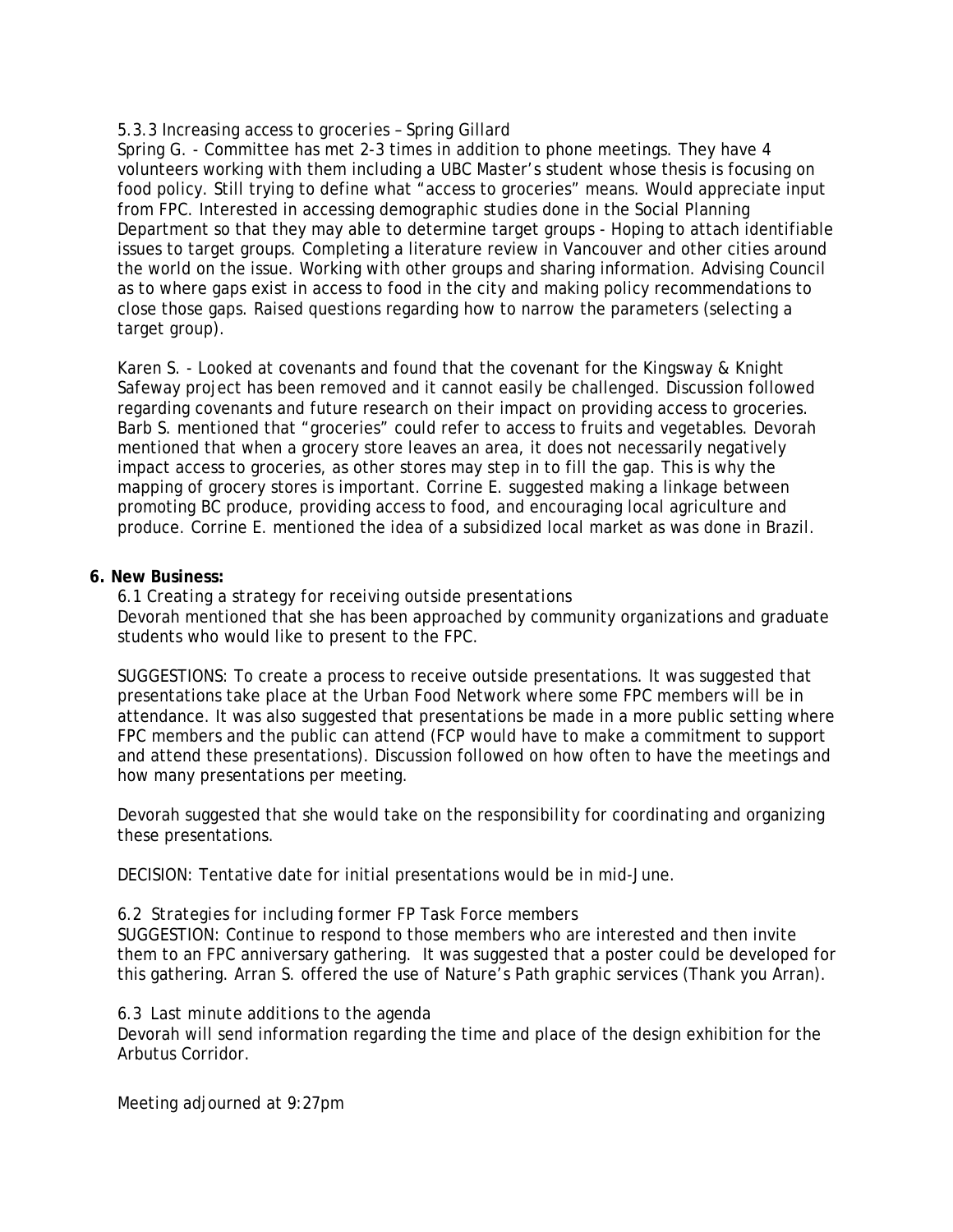5.3.3 Increasing access to groceries – Spring Gillard

Spring G. - Committee has met 2-3 times in addition to phone meetings. They have 4 volunteers working with them including a UBC Master's student whose thesis is focusing on food policy. Still trying to define what "access to groceries" means. Would appreciate input from FPC. Interested in accessing demographic studies done in the Social Planning Department so that they may able to determine target groups - Hoping to attach identifiable issues to target groups. Completing a literature review in Vancouver and other cities around the world on the issue. Working with other groups and sharing information. Advising Council as to where gaps exist in access to food in the city and making policy recommendations to close those gaps. Raised questions regarding how to narrow the parameters (selecting a target group).

Karen S. - Looked at covenants and found that the covenant for the Kingsway & Knight Safeway project has been removed and it cannot easily be challenged. Discussion followed regarding covenants and future research on their impact on providing access to groceries. Barb S. mentioned that "groceries" could refer to access to fruits and vegetables. Devorah mentioned that when a grocery store leaves an area, it does not necessarily negatively impact access to groceries, as other stores may step in to fill the gap. This is why the mapping of grocery stores is important. Corrine E. suggested making a linkage between promoting BC produce, providing access to food, and encouraging local agriculture and produce. Corrine E. mentioned the idea of a subsidized local market as was done in Brazil.

**6. New Business:**

*6.1 Creating a strategy for receiving outside presentations*

Devorah mentioned that she has been approached by community organizations and graduate students who would like to present to the FPC.

SUGGESTIONS: To create a process to receive outside presentations. It was suggested that presentations take place at the Urban Food Network where some FPC members will be in attendance. It was also suggested that presentations be made in a more public setting where FPC members and the public can attend (FCP would have to make a commitment to support and attend these presentations). Discussion followed on how often to have the meetings and how many presentations per meeting.

Devorah suggested that she would take on the responsibility for coordinating and organizing these presentations.

DECISION: Tentative date for initial presentations would be in mid-June.

*6.2 Strategies for including former FP Task Force members*

SUGGESTION: Continue to respond to those members who are interested and then invite them to an FPC anniversary gathering. It was suggested that a poster could be developed for this gathering. Arran S. offered the use of Nature's Path graphic services (Thank you Arran).

*6.3 Last minute additions to the agenda*

Devorah will send information regarding the time and place of the design exhibition for the Arbutus Corridor.

Meeting adjourned at 9:27pm